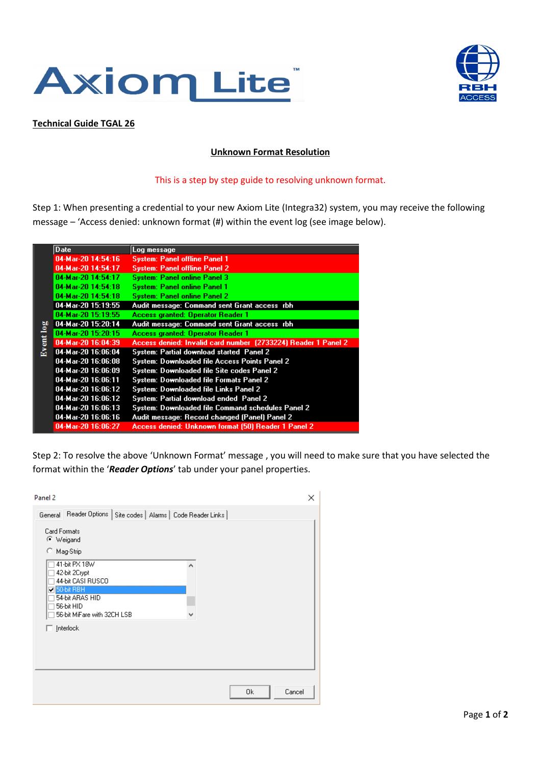**Technical Guide TGAL 26**

## Unknown Format Resolution

This is a step by step guide to resolving unknown format.

Step 1: When presenting a credential to your new Axiom Lite (Integra32) system, you may receive the following message – 'Access denied: unknown format (#) within the event log (see image below).

| Date | Log message |
|---|---|
| 04-Mar-20 14:54:16 | System: Panel offline Panel 1 |
| 04-Mar-20 14:54:17 | System: Panel offline Panel 2 |
| 04-Mar-20 14:54:17 | System: Panel online Panel 3 |
| 04-Mar-20 14:54:18 | System: Panel online Panel 1 |
| 04-Mar-20 14:54:18 | System: Panel online Panel 2 |
| 04-Mar-20 15:19:55 | Audit message: Command sent Grant access rbh |
| 04-Mar-20 15:19:55 | Access granted: Operator Reader 1 |
| 04-Mar-20 15:20:14 | Audit message: Command sent Grant access rbh |
| 04-Mar-20 15:20:15 | Access granted: Operator Reader 1 |
| 04-Mar-20 16:04:39 | Access denied: Invalid card number (2733224) Reader 1 Panel 2 |
| 04-Mar-20 16:06:04 | System: Partial download started Panel 2 |
| 04-Mar-20 16:06:08 | System: Downloaded file Access Points Panel 2 |
| 04-Mar-20 16:06:09 | System: Downloaded file Site codes Panel 2 |
| 04-Mar-20 16:06:11 | System: Downloaded file Formats Panel 2 |
| 04-Mar-20 16:06:12 | System: Downloaded file Links Panel 2 |
| 04-Mar-20 16:06:12 | System: Partial download ended Panel 2 |
| 04-Mar-20 16:06:13 | System: Downloaded file Command schedules Panel 2 |
| 04-Mar-20 16:06:16 | Audit message: Record changed (Panel) Panel 2 |
| 04-Mar-20 16:06:27 | Access denied: Unknown format (50) Reader 1 Panel 2 |

Step 2: To resolve the above 'Unknown Format' message , you will need to make sure that you have selected the format within the '***Reader Options***' tab under your panel properties.

Panel 2

General | Reader Options | Site codes | Alarms | Code Reader Links

Card Formats
- (•) Weigand
- ( ) Mag-Strip

- [ ] 41-bit PX 18W
- [ ] 42-bit 2Crypt
- [ ] 44-bit CASI RUSCO
- [x] 50-bit RBH
- [ ] 54-bit ARAS HID
- [ ] 56-bit HID
- [ ] 56-bit MiFare with 32CH LSB

- [ ] Interlock

Ok | Cancel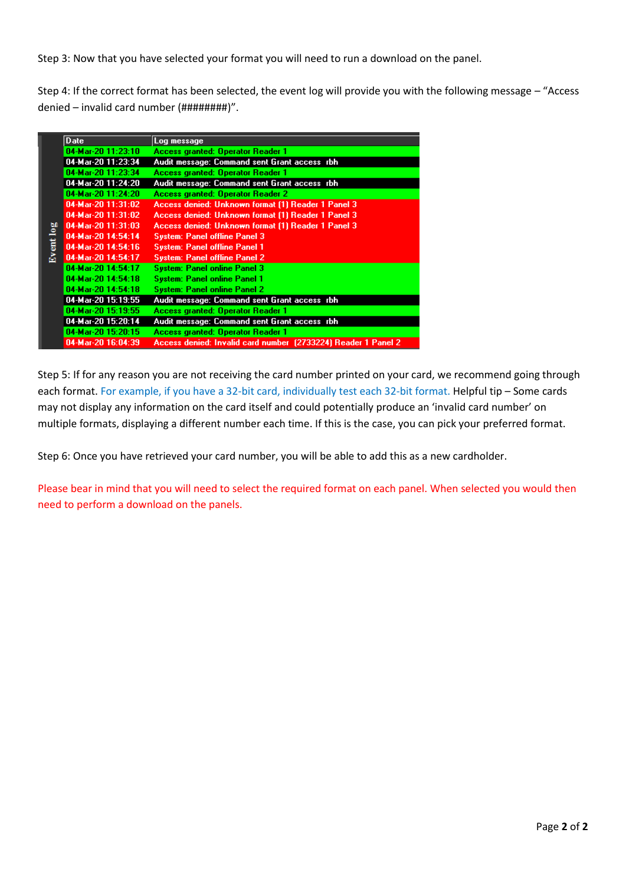Step 3: Now that you have selected your format you will need to run a download on the panel.

Step 4: If the correct format has been selected, the event log will provide you with the following message – "Access denied – invalid card number (########)".

| Date | Log message |
| --- | --- |
| 04-Mar-20 11:23:10 | Access granted: Operator Reader 1 |
| 04-Mar-20 11:23:34 | Audit message: Command sent Grant access rbh |
| 04-Mar-20 11:23:34 | Access granted: Operator Reader 1 |
| 04-Mar-20 11:24:20 | Audit message: Command sent Grant access rbh |
| 04-Mar-20 11:24:20 | Access granted: Operator Reader 2 |
| 04-Mar-20 11:31:02 | Access denied: Unknown format (1) Reader 1 Panel 3 |
| 04-Mar-20 11:31:02 | Access denied: Unknown format (1) Reader 1 Panel 3 |
| 04-Mar-20 11:31:03 | Access denied: Unknown format (1) Reader 1 Panel 3 |
| 04-Mar-20 14:54:14 | System: Panel offline Panel 3 |
| 04-Mar-20 14:54:16 | System: Panel offline Panel 1 |
| 04-Mar-20 14:54:17 | System: Panel offline Panel 2 |
| 04-Mar-20 14:54:17 | System: Panel online Panel 3 |
| 04-Mar-20 14:54:18 | System: Panel online Panel 1 |
| 04-Mar-20 14:54:18 | System: Panel online Panel 2 |
| 04-Mar-20 15:19:55 | Audit message: Command sent Grant access rbh |
| 04-Mar-20 15:19:55 | Access granted: Operator Reader 1 |
| 04-Mar-20 15:20:14 | Audit message: Command sent Grant access rbh |
| 04-Mar-20 15:20:15 | Access granted: Operator Reader 1 |
| 04-Mar-20 16:04:39 | Access denied: Invalid card number (2733224) Reader 1 Panel 2 |

Step 5: If for any reason you are not receiving the card number printed on your card, we recommend going through each format. For example, if you have a 32-bit card, individually test each 32-bit format. Helpful tip – Some cards may not display any information on the card itself and could potentially produce an 'invalid card number' on multiple formats, displaying a different number each time. If this is the case, you can pick your preferred format.

Step 6: Once you have retrieved your card number, you will be able to add this as a new cardholder.

Please bear in mind that you will need to select the required format on each panel. When selected you would then need to perform a download on the panels.